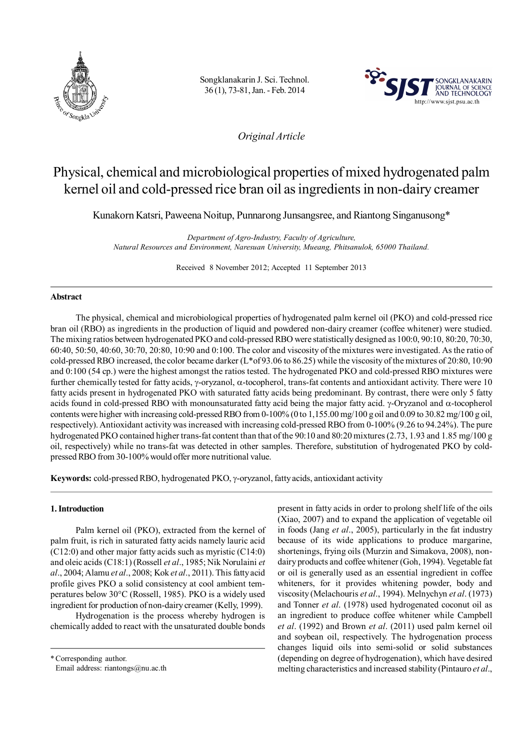*Original Article*

# Physical, chemical and microbiological properties of mixed hydrogenated palm kernel oil and cold-pressed rice bran oil as ingredients in non-dairy creamer

Kunakorn Katsri, Paweena Noitup, Punnarong Junsangsree, and Riantong Singanusong*

*Department of Agro-Industry, Faculty of Agriculture, Natural Resources and Environment, Naresuan University, Mueang, Phitsanulok, 65000 Thailand.*

Received 8 November 2012; Accepted 11 September 2013

## Abstract

The physical, chemical and microbiological properties of hydrogenated palm kernel oil (PKO) and cold-pressed rice bran oil (RBO) as ingredients in the production of liquid and powdered non-dairy creamer (coffee whitener) were studied. The mixing ratios between hydrogenated PKO and cold-pressed RBO were statistically designed as 100:0, 90:10, 80:20, 70:30, 60:40, 50:50, 40:60, 30:70, 20:80, 10:90 and 0:100. The color and viscosity of the mixtures were investigated. As the ratio of cold-pressed RBO increased, the color became darker (L*of 93.06 to 86.25) while the viscosity of the mixtures of 20:80, 10:90 and 0:100 (54 cp.) were the highest amongst the ratios tested. The hydrogenated PKO and cold-pressed RBO mixtures were further chemically tested for fatty acids, γ-oryzanol, α-tocopherol, trans-fat contents and antioxidant activity. There were 10 fatty acids present in hydrogenated PKO with saturated fatty acids being predominant. By contrast, there were only 5 fatty acids found in cold-pressed RBO with monounsaturated fatty acid being the major fatty acid. γ-Oryzanol and α-tocopherol contents were higher with increasing cold-pressed RBO from 0-100% (0 to 1,155.00 mg/100 g oil and 0.09 to 30.82 mg/100 g oil, respectively). Antioxidant activity was increased with increasing cold-pressed RBO from 0-100% (9.26 to 94.24%). The pure hydrogenated PKO contained higher trans-fat content than that of the 90:10 and 80:20 mixtures (2.73, 1.93 and 1.85 mg/100 g oil, respectively) while no trans-fat was detected in other samples. Therefore, substitution of hydrogenated PKO by cold-pressed RBO from 30-100% would offer more nutritional value.

**Keywords:** cold-pressed RBO, hydrogenated PKO, γ-oryzanol, fatty acids, antioxidant activity

## 1. Introduction

Palm kernel oil (PKO), extracted from the kernel of palm fruit, is rich in saturated fatty acids namely lauric acid (C12:0) and other major fatty acids such as myristic (C14:0) and oleic acids (C18:1) (Rossell *et al*., 1985; Nik Norulaini *et al*., 2004; Alamu *et al*., 2008; Kok *et al*., 2011). This fatty acid profile gives PKO a solid consistency at cool ambient temperatures below 30°C (Rossell, 1985). PKO is a widely used ingredient for production of non-dairy creamer (Kelly, 1999).

Hydrogenation is the process whereby hydrogen is chemically added to react with the unsaturated double bonds present in fatty acids in order to prolong shelf life of the oils (Xiao, 2007) and to expand the application of vegetable oil in foods (Jang *et al*., 2005), particularly in the fat industry because of its wide applications to produce margarine, shortenings, frying oils (Murzin and Simakova, 2008), non-dairy products and coffee whitener (Goh, 1994). Vegetable fat or oil is generally used as an essential ingredient in coffee whiteners, for it provides whitening powder, body and viscosity (Melachouris *et al*., 1994). Melnychyn *et al*. (1973) and Tonner *et al*. (1978) used hydrogenated coconut oil as an ingredient to produce coffee whitener while Campbell *et al*. (1992) and Brown *et al*. (2011) used palm kernel oil and soybean oil, respectively. The hydrogenation process changes liquid oils into semi-solid or solid substances (depending on degree of hydrogenation), which have desired melting characteristics and increased stability (Pintauro *et al*.,

* Corresponding author.
Email address: riantongs@nu.ac.th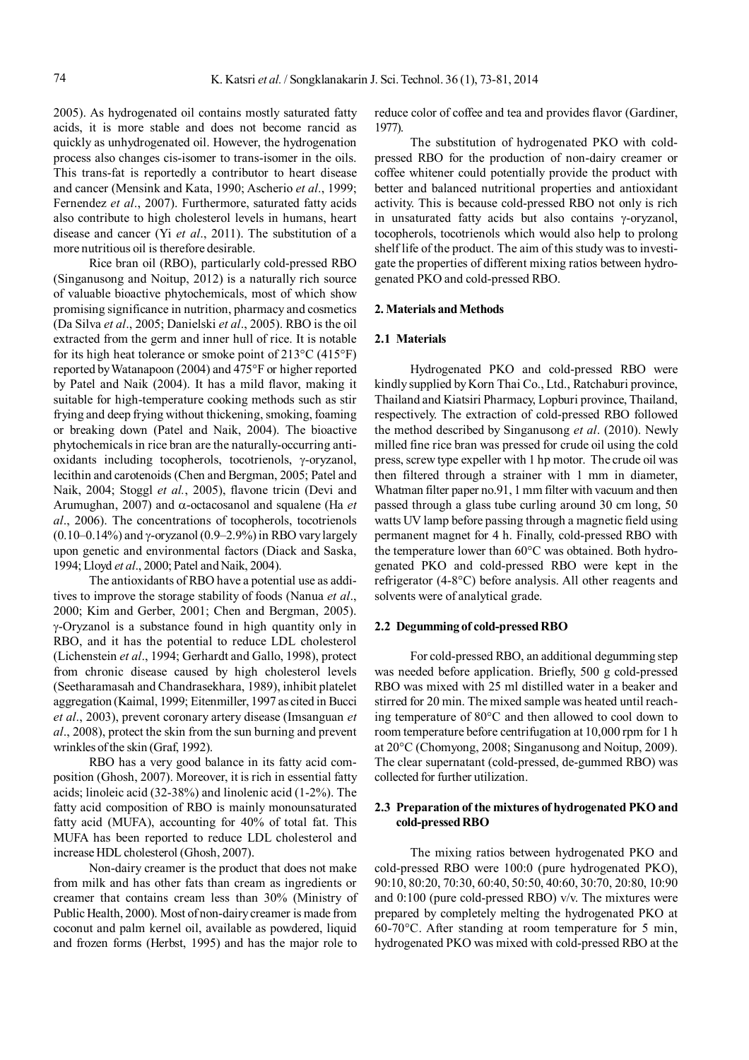2005). As hydrogenated oil contains mostly saturated fatty acids, it is more stable and does not become rancid as quickly as unhydrogenated oil. However, the hydrogenation process also changes cis-isomer to trans-isomer in the oils. This trans-fat is reportedly a contributor to heart disease and cancer (Mensink and Kata, 1990; Ascherio *et al*., 1999; Fernendez *et al*., 2007). Furthermore, saturated fatty acids also contribute to high cholesterol levels in humans, heart disease and cancer (Yi *et al*., 2011). The substitution of a more nutritious oil is therefore desirable.

Rice bran oil (RBO), particularly cold-pressed RBO (Singanusong and Noitup, 2012) is a naturally rich source of valuable bioactive phytochemicals, most of which show promising significance in nutrition, pharmacy and cosmetics (Da Silva *et al*., 2005; Danielski *et al*., 2005). RBO is the oil extracted from the germ and inner hull of rice. It is notable for its high heat tolerance or smoke point of 213°C (415°F) reported by Watanapoon (2004) and 475°F or higher reported by Patel and Naik (2004). It has a mild flavor, making it suitable for high-temperature cooking methods such as stir frying and deep frying without thickening, smoking, foaming or breaking down (Patel and Naik, 2004). The bioactive phytochemicals in rice bran are the naturally-occurring antioxidants including tocopherols, tocotrienols, γ-oryzanol, lecithin and carotenoids (Chen and Bergman, 2005; Patel and Naik, 2004; Stoggl *et al.*, 2005), flavone tricin (Devi and Arumughan, 2007) and α-octacosanol and squalene (Ha *et al*., 2006). The concentrations of tocopherols, tocotrienols (0.10–0.14%) and γ-oryzanol (0.9–2.9%) in RBO vary largely upon genetic and environmental factors (Diack and Saska, 1994; Lloyd *et al*., 2000; Patel and Naik, 2004).

The antioxidants of RBO have a potential use as additives to improve the storage stability of foods (Nanua *et al*., 2000; Kim and Gerber, 2001; Chen and Bergman, 2005). γ-Oryzanol is a substance found in high quantity only in RBO, and it has the potential to reduce LDL cholesterol (Lichenstein *et al*., 1994; Gerhardt and Gallo, 1998), protect from chronic disease caused by high cholesterol levels (Seetharamasah and Chandrasekhara, 1989), inhibit platelet aggregation (Kaimal, 1999; Eitenmiller, 1997 as cited in Bucci *et al*., 2003), prevent coronary artery disease (Imsanguan *et al*., 2008), protect the skin from the sun burning and prevent wrinkles of the skin (Graf, 1992).

RBO has a very good balance in its fatty acid composition (Ghosh, 2007). Moreover, it is rich in essential fatty acids; linoleic acid (32-38%) and linolenic acid (1-2%). The fatty acid composition of RBO is mainly monounsaturated fatty acid (MUFA), accounting for 40% of total fat. This MUFA has been reported to reduce LDL cholesterol and increase HDL cholesterol (Ghosh, 2007).

Non-dairy creamer is the product that does not make from milk and has other fats than cream as ingredients or creamer that contains cream less than 30% (Ministry of Public Health, 2000). Most of non-dairy creamer is made from coconut and palm kernel oil, available as powdered, liquid and frozen forms (Herbst, 1995) and has the major role to reduce color of coffee and tea and provides flavor (Gardiner, 1977).

The substitution of hydrogenated PKO with cold-pressed RBO for the production of non-dairy creamer or coffee whitener could potentially provide the product with better and balanced nutritional properties and antioxidant activity. This is because cold-pressed RBO not only is rich in unsaturated fatty acids but also contains γ-oryzanol, tocopherols, tocotrienols which would also help to prolong shelf life of the product. The aim of this study was to investigate the properties of different mixing ratios between hydrogenated PKO and cold-pressed RBO.

## 2. Materials and Methods

### 2.1 Materials

Hydrogenated PKO and cold-pressed RBO were kindly supplied by Korn Thai Co., Ltd., Ratchaburi province, Thailand and Kiatsiri Pharmacy, Lopburi province, Thailand, respectively. The extraction of cold-pressed RBO followed the method described by Singanusong *et al*. (2010). Newly milled fine rice bran was pressed for crude oil using the cold press, screw type expeller with 1 hp motor. The crude oil was then filtered through a strainer with 1 mm in diameter, Whatman filter paper no.91, 1 mm filter with vacuum and then passed through a glass tube curling around 30 cm long, 50 watts UV lamp before passing through a magnetic field using permanent magnet for 4 h. Finally, cold-pressed RBO with the temperature lower than 60°C was obtained. Both hydrogenated PKO and cold-pressed RBO were kept in the refrigerator (4-8°C) before analysis. All other reagents and solvents were of analytical grade.

### 2.2 Degumming of cold-pressed RBO

For cold-pressed RBO, an additional degumming step was needed before application. Briefly, 500 g cold-pressed RBO was mixed with 25 ml distilled water in a beaker and stirred for 20 min. The mixed sample was heated until reaching temperature of 80°C and then allowed to cool down to room temperature before centrifugation at 10,000 rpm for 1 h at 20°C (Chomyong, 2008; Singanusong and Noitup, 2009). The clear supernatant (cold-pressed, de-gummed RBO) was collected for further utilization.

### 2.3 Preparation of the mixtures of hydrogenated PKO and cold-pressed RBO

The mixing ratios between hydrogenated PKO and cold-pressed RBO were 100:0 (pure hydrogenated PKO), 90:10, 80:20, 70:30, 60:40, 50:50, 40:60, 30:70, 20:80, 10:90 and 0:100 (pure cold-pressed RBO) v/v. The mixtures were prepared by completely melting the hydrogenated PKO at 60-70°C. After standing at room temperature for 5 min, hydrogenated PKO was mixed with cold-pressed RBO at the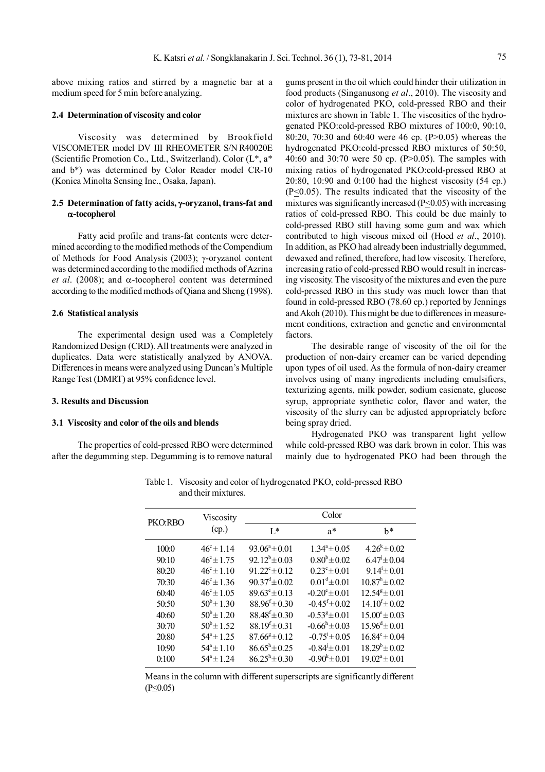above mixing ratios and stirred by a magnetic bar at a medium speed for 5 min before analyzing.

### 2.4 Determination of viscosity and color

Viscosity was determined by Brookfield VISCOMETER model DV III RHEOMETER S/N R40020E (Scientific Promotion Co., Ltd., Switzerland). Color (L*, a* and b*) was determined by Color Reader model CR-10 (Konica Minolta Sensing Inc., Osaka, Japan).

### 2.5 Determination of fatty acids, γ-oryzanol, trans-fat and α-tocopherol

Fatty acid profile and trans-fat contents were determined according to the modified methods of the Compendium of Methods for Food Analysis (2003); γ-oryzanol content was determined according to the modified methods of Azrina *et al*. (2008); and α-tocopherol content was determined according to the modified methods of Qiana and Sheng (1998).

### 2.6 Statistical analysis

The experimental design used was a Completely Randomized Design (CRD). All treatments were analyzed in duplicates. Data were statistically analyzed by ANOVA. Differences in means were analyzed using Duncan's Multiple Range Test (DMRT) at 95% confidence level.

## 3. Results and Discussion

### 3.1 Viscosity and color of the oils and blends

The properties of cold-pressed RBO were determined after the degumming step. Degumming is to remove natural gums present in the oil which could hinder their utilization in food products (Singanusong *et al*., 2010). The viscosity and color of hydrogenated PKO, cold-pressed RBO and their mixtures are shown in Table 1. The viscosities of the hydrogenated PKO:cold-pressed RBO mixtures of 100:0, 90:10, 80:20, 70:30 and 60:40 were 46 cp. ($P>0.05$) whereas the hydrogenated PKO:cold-pressed RBO mixtures of 50:50, 40:60 and 30:70 were 50 cp. ($P>0.05$). The samples with mixing ratios of hydrogenated PKO:cold-pressed RBO at 20:80, 10:90 and 0:100 had the highest viscosity (54 cp.) ($P\leq0.05$). The results indicated that the viscosity of the mixtures was significantly increased ($P\leq0.05$) with increasing ratios of cold-pressed RBO. This could be due mainly to cold-pressed RBO still having some gum and wax which contributed to high viscous mixed oil (Hoed *et al*., 2010). In addition, as PKO had already been industrially degummed, dewaxed and refined, therefore, had low viscosity. Therefore, increasing ratio of cold-pressed RBO would result in increasing viscosity. The viscosity of the mixtures and even the pure cold-pressed RBO in this study was much lower than that found in cold-pressed RBO (78.60 cp.) reported by Jennings and Akoh (2010). This might be due to differences in measurement conditions, extraction and genetic and environmental factors.

The desirable range of viscosity of the oil for the production of non-dairy creamer can be varied depending upon types of oil used. As the formula of non-dairy creamer involves using of many ingredients including emulsifiers, texturizing agents, milk powder, sodium casienate, glucose syrup, appropriate synthetic color, flavor and water, the viscosity of the slurry can be adjusted appropriately before being spray dried.

Hydrogenated PKO was transparent light yellow while cold-pressed RBO was dark brown in color. This was mainly due to hydrogenated PKO had been through the

Table 1. Viscosity and color of hydrogenated PKO, cold-pressed RBO and their mixtures.

| PKO:RBO | Viscosity (cp.) | Color | | |
|---|---|---|---|---|
| | | L* | a* | b* |
| 100:0 | $46^{c}\pm1.14$ | $93.06^{a}\pm0.01$ | $1.34^{a}\pm0.05$ | $4.26^{k}\pm0.02$ |
| 90:10 | $46^{c}\pm1.75$ | $92.12^{b}\pm0.03$ | $0.80^{b}\pm0.02$ | $6.47^{j}\pm0.04$ |
| 80:20 | $46^{c}\pm1.10$ | $91.22^{c}\pm0.12$ | $0.23^{c}\pm0.01$ | $9.14^{i}\pm0.01$ |
| 70:30 | $46^{c}\pm1.36$ | $90.37^{d}\pm0.02$ | $0.01^{d}\pm0.01$ | $10.87^{h}\pm0.02$ |
| 60:40 | $46^{c}\pm1.05$ | $89.63^{e}\pm0.13$ | $-0.20^{e}\pm0.01$ | $12.54^{g}\pm0.01$ |
| 50:50 | $50^{b}\pm1.30$ | $88.96^{f}\pm0.30$ | $-0.45^{f}\pm0.02$ | $14.10^{f}\pm0.02$ |
| 40:60 | $50^{b}\pm1.20$ | $88.48^{f}\pm0.30$ | $-0.53^{g}\pm0.01$ | $15.00^{e}\pm0.03$ |
| 30:70 | $50^{b}\pm1.52$ | $88.19^{f}\pm0.31$ | $-0.66^{h}\pm0.03$ | $15.96^{d}\pm0.01$ |
| 20:80 | $54^{a}\pm1.25$ | $87.66^{g}\pm0.12$ | $-0.75^{i}\pm0.05$ | $16.84^{c}\pm0.04$ |
| 10:90 | $54^{a}\pm1.10$ | $86.65^{h}\pm0.25$ | $-0.84^{j}\pm0.01$ | $18.29^{b}\pm0.02$ |
| 0:100 | $54^{a}\pm1.24$ | $86.25^{h}\pm0.30$ | $-0.90^{k}\pm0.01$ | $19.02^{a}\pm0.01$ |

Means in the column with different superscripts are significantly different ($P\leq0.05$)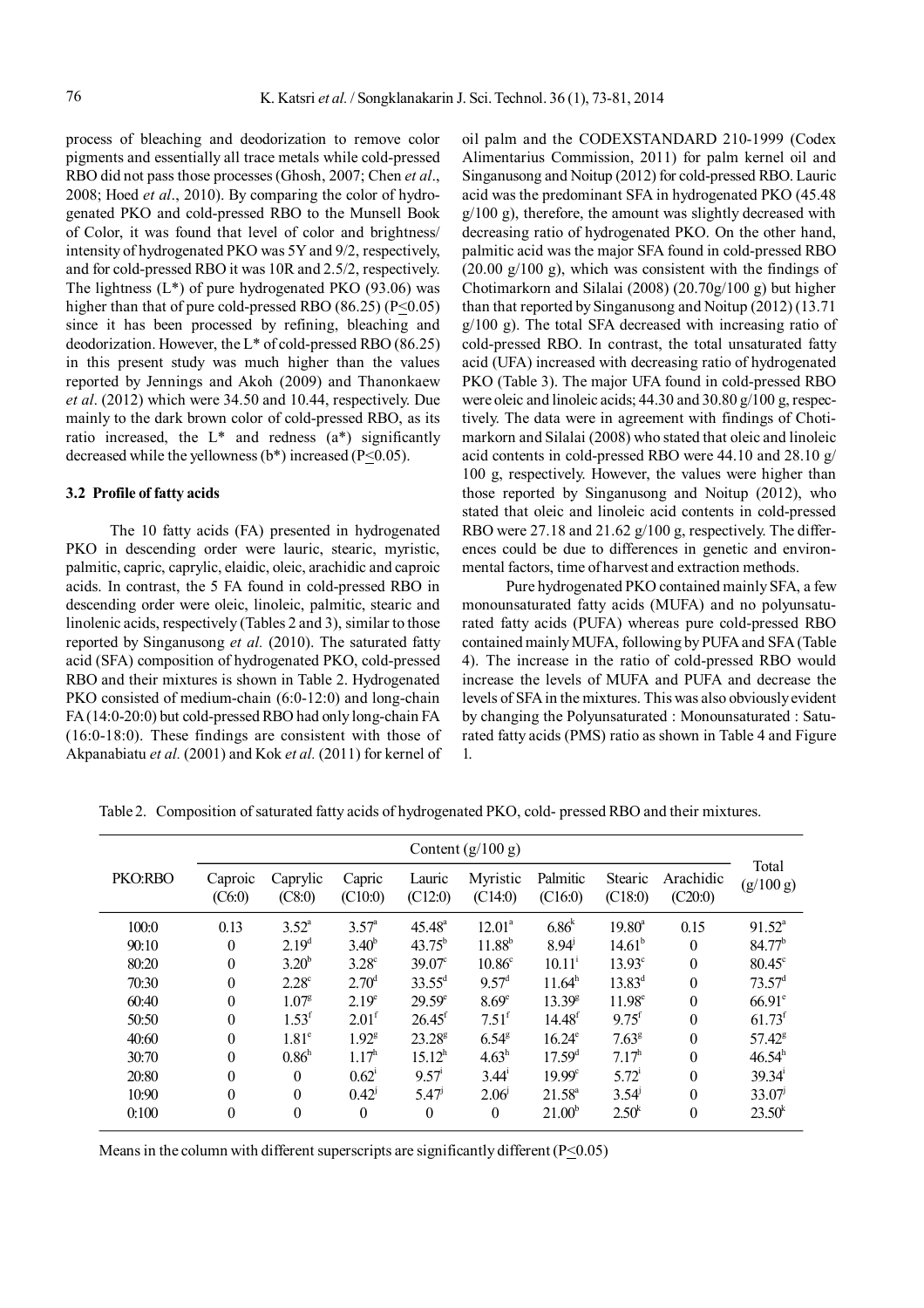process of bleaching and deodorization to remove color pigments and essentially all trace metals while cold-pressed RBO did not pass those processes (Ghosh, 2007; Chen *et al*., 2008; Hoed *et al*., 2010). By comparing the color of hydrogenated PKO and cold-pressed RBO to the Munsell Book of Color, it was found that level of color and brightness/intensity of hydrogenated PKO was 5Y and 9/2, respectively, and for cold-pressed RBO it was 10R and 2.5/2, respectively. The lightness (L*) of pure hydrogenated PKO (93.06) was higher than that of pure cold-pressed RBO (86.25) ($P \leq 0.05$) since it has been processed by refining, bleaching and deodorization. However, the L* of cold-pressed RBO (86.25) in this present study was much higher than the values reported by Jennings and Akoh (2009) and Thanonkaew *et al*. (2012) which were 34.50 and 10.44, respectively. Due mainly to the dark brown color of cold-pressed RBO, as its ratio increased, the L* and redness (a*) significantly decreased while the yellowness (b*) increased ($P \leq 0.05$).

### 3.2 Profile of fatty acids

The 10 fatty acids (FA) presented in hydrogenated PKO in descending order were lauric, stearic, myristic, palmitic, capric, caprylic, elaidic, oleic, arachidic and caproic acids. In contrast, the 5 FA found in cold-pressed RBO in descending order were oleic, linoleic, palmitic, stearic and linolenic acids, respectively (Tables 2 and 3), similar to those reported by Singanusong *et al.* (2010). The saturated fatty acid (SFA) composition of hydrogenated PKO, cold-pressed RBO and their mixtures is shown in Table 2. Hydrogenated PKO consisted of medium-chain (6:0-12:0) and long-chain FA (14:0-20:0) but cold-pressed RBO had only long-chain FA (16:0-18:0). These findings are consistent with those of Akpanabiatu *et al.* (2001) and Kok *et al.* (2011) for kernel of oil palm and the CODEXSTANDARD 210-1999 (Codex Alimentarius Commission, 2011) for palm kernel oil and Singanusong and Noitup (2012) for cold-pressed RBO. Lauric acid was the predominant SFA in hydrogenated PKO (45.48 g/100 g), therefore, the amount was slightly decreased with decreasing ratio of hydrogenated PKO. On the other hand, palmitic acid was the major SFA found in cold-pressed RBO (20.00 g/100 g), which was consistent with the findings of Chotimarkorn and Silalai (2008) (20.70g/100 g) but higher than that reported by Singanusong and Noitup (2012) (13.71 g/100 g). The total SFA decreased with increasing ratio of cold-pressed RBO. In contrast, the total unsaturated fatty acid (UFA) increased with decreasing ratio of hydrogenated PKO (Table 3). The major UFA found in cold-pressed RBO were oleic and linoleic acids; 44.30 and 30.80 g/100 g, respectively. The data were in agreement with findings of Chotimarkorn and Silalai (2008) who stated that oleic and linoleic acid contents in cold-pressed RBO were 44.10 and 28.10 g/100 g, respectively. However, the values were higher than those reported by Singanusong and Noitup (2012), who stated that oleic and linoleic acid contents in cold-pressed RBO were 27.18 and 21.62 g/100 g, respectively. The differences could be due to differences in genetic and environmental factors, time of harvest and extraction methods.

Pure hydrogenated PKO contained mainly SFA, a few monounsaturated fatty acids (MUFA) and no polyunsaturated fatty acids (PUFA) whereas pure cold-pressed RBO contained mainly MUFA, following by PUFA and SFA (Table 4). The increase in the ratio of cold-pressed RBO would increase the levels of MUFA and PUFA and decrease the levels of SFA in the mixtures. This was also obviously evident by changing the Polyunsaturated : Monounsaturated : Saturated fatty acids (PMS) ratio as shown in Table 4 and Figure 1.

Table 2. Composition of saturated fatty acids of hydrogenated PKO, cold- pressed RBO and their mixtures.

| PKO:RBO | Content (g/100 g) | | | | | | | | Total (g/100 g) |
|---|---|---|---|---|---|---|---|---|---|
| | Caproic (C6:0) | Caprylic (C8:0) | Capric (C10:0) | Lauric (C12:0) | Myristic (C14:0) | Palmitic (C16:0) | Stearic (C18:0) | Arachidic (C20:0) | |
| 100:0 | 0.13 | 3.52[a] | 3.57[a] | 45.48[a] | 12.01[a] | 6.86[k] | 19.80[a] | 0.15 | 91.52[a] |
| 90:10 | 0 | 2.19[d] | 3.40[b] | 43.75[b] | 11.88[b] | 8.94[j] | 14.61[b] | 0 | 84.77[b] |
| 80:20 | 0 | 3.20[b] | 3.28[c] | 39.07[c] | 10.86[c] | 10.11[i] | 13.93[c] | 0 | 80.45[c] |
| 70:30 | 0 | 2.28[c] | 2.70[d] | 33.55[d] | 9.57[d] | 11.64[h] | 13.83[d] | 0 | 73.57[d] |
| 60:40 | 0 | 1.07[g] | 2.19[e] | 29.59[e] | 8.69[e] | 13.39[g] | 11.98[e] | 0 | 66.91[e] |
| 50:50 | 0 | 1.53[f] | 2.01[f] | 26.45[f] | 7.51[f] | 14.48[f] | 9.75[f] | 0 | 61.73[f] |
| 40:60 | 0 | 1.81[e] | 1.92[g] | 23.28[g] | 6.54[g] | 16.24[e] | 7.63[g] | 0 | 57.42[g] |
| 30:70 | 0 | 0.86[h] | 1.17[h] | 15.12[h] | 4.63[h] | 17.59[d] | 7.17[h] | 0 | 46.54[h] |
| 20:80 | 0 | 0 | 0.62[i] | 9.57[i] | 3.44[i] | 19.99[c] | 5.72[i] | 0 | 39.34[i] |
| 10:90 | 0 | 0 | 0.42[j] | 5.47[j] | 2.06[j] | 21.58[a] | 3.54[j] | 0 | 33.07[j] |
| 0:100 | 0 | 0 | 0 | 0 | 0 | 21.00[b] | 2.50[k] | 0 | 23.50[k] |

Means in the column with different superscripts are significantly different ($P \leq 0.05$)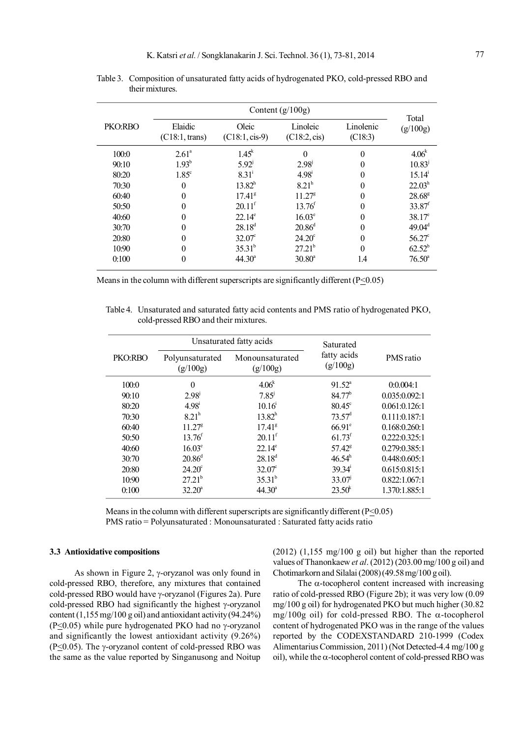Table 3. Composition of unsaturated fatty acids of hydrogenated PKO, cold-pressed RBO and their mixtures.

| PKO:RBO | Content (g/100g) | | | | Total (g/100g) |
|---|---|---|---|---|---|
| | Elaidic (C18:1, trans) | Oleic (C18:1, cis-9) | Linoleic (C18:2, cis) | Linolenic (C18:3) | |
| 100:0 | 2.61[a] | 1.45[k] | 0 | 0 | 4.06[k] |
| 90:10 | 1.93[b] | 5.92[j] | 2.98[j] | 0 | 10.83[j] |
| 80:20 | 1.85[c] | 8.31[i] | 4.98[i] | 0 | 15.14[i] |
| 70:30 | 0 | 13.82[h] | 8.21[h] | 0 | 22.03[h] |
| 60:40 | 0 | 17.41[g] | 11.27[g] | 0 | 28.68[g] |
| 50:50 | 0 | 20.11[f] | 13.76[f] | 0 | 33.87[f] |
| 40:60 | 0 | 22.14[e] | 16.03[e] | 0 | 38.17[e] |
| 30:70 | 0 | 28.18[d] | 20.86[d] | 0 | 49.04[d] |
| 20:80 | 0 | 32.07[c] | 24.20[c] | 0 | 56.27[c] |
| 10:90 | 0 | 35.31[b] | 27.21[b] | 0 | 62.52[b] |
| 0:100 | 0 | 44.30[a] | 30.80[a] | 1.4 | 76.50[a] |

Means in the column with different superscripts are significantly different ($P \leq 0.05$)

Table 4. Unsaturated and saturated fatty acid contents and PMS ratio of hydrogenated PKO, cold-pressed RBO and their mixtures.

| PKO:RBO | Unsaturated fatty acids | | Saturated fatty acids (g/100g) | PMS ratio |
|---|---|---|---|---|
| | Polyunsaturated (g/100g) | Monounsaturated (g/100g) | | |
| 100:0 | 0 | 4.06[k] | 91.52[a] | 0:0.004:1 |
| 90:10 | 2.98[j] | 7.85[j] | 84.77[b] | 0.035:0.092:1 |
| 80:20 | 4.98[i] | 10.16[i] | 80.45[c] | 0.061:0.126:1 |
| 70:30 | 8.21[h] | 13.82[h] | 73.57[d] | 0.111:0.187:1 |
| 60:40 | 11.27[g] | 17.41[g] | 66.91[e] | 0.168:0.260:1 |
| 50:50 | 13.76[f] | 20.11[f] | 61.73[f] | 0.222:0.325:1 |
| 40:60 | 16.03[e] | 22.14[e] | 57.42[g] | 0.279:0.385:1 |
| 30:70 | 20.86[d] | 28.18[d] | 46.54[h] | 0.448:0.605:1 |
| 20:80 | 24.20[c] | 32.07[c] | 39.34[i] | 0.615:0.815:1 |
| 10:90 | 27.21[b] | 35.31[b] | 33.07[j] | 0.822:1.067:1 |
| 0:100 | 32.20[a] | 44.30[a] | 23.50[k] | 1.370:1.885:1 |

Means in the column with different superscripts are significantly different ($P \leq 0.05$)
PMS ratio = Polyunsaturated : Monounsaturated : Saturated fatty acids ratio

### 3.3 Antioxidative compositions

As shown in Figure 2, γ-oryzanol was only found in cold-pressed RBO, therefore, any mixtures that contained cold-pressed RBO would have γ-oryzanol (Figures 2a). Pure cold-pressed RBO had significantly the highest γ-oryzanol content (1,155 mg/100 g oil) and antioxidant activity (94.24%) ($P \leq 0.05$) while pure hydrogenated PKO had no γ-oryzanol and significantly the lowest antioxidant activity (9.26%) ($P \leq 0.05$). The γ-oryzanol content of cold-pressed RBO was the same as the value reported by Singanusong and Noitup (2012) (1,155 mg/100 g oil) but higher than the reported values of Thanonkaew *et al*. (2012) (203.00 mg/100 g oil) and Chotimarkorn and Silalai (2008) (49.58 mg/100 g oil).

The α-tocopherol content increased with increasing ratio of cold-pressed RBO (Figure 2b); it was very low (0.09 mg/100 g oil) for hydrogenated PKO but much higher (30.82 mg/100g oil) for cold-pressed RBO. The α-tocopherol content of hydrogenated PKO was in the range of the values reported by the CODEXSTANDARD 210-1999 (Codex Alimentarius Commission, 2011) (Not Detected-4.4 mg/100 g oil), while the α-tocopherol content of cold-pressed RBO was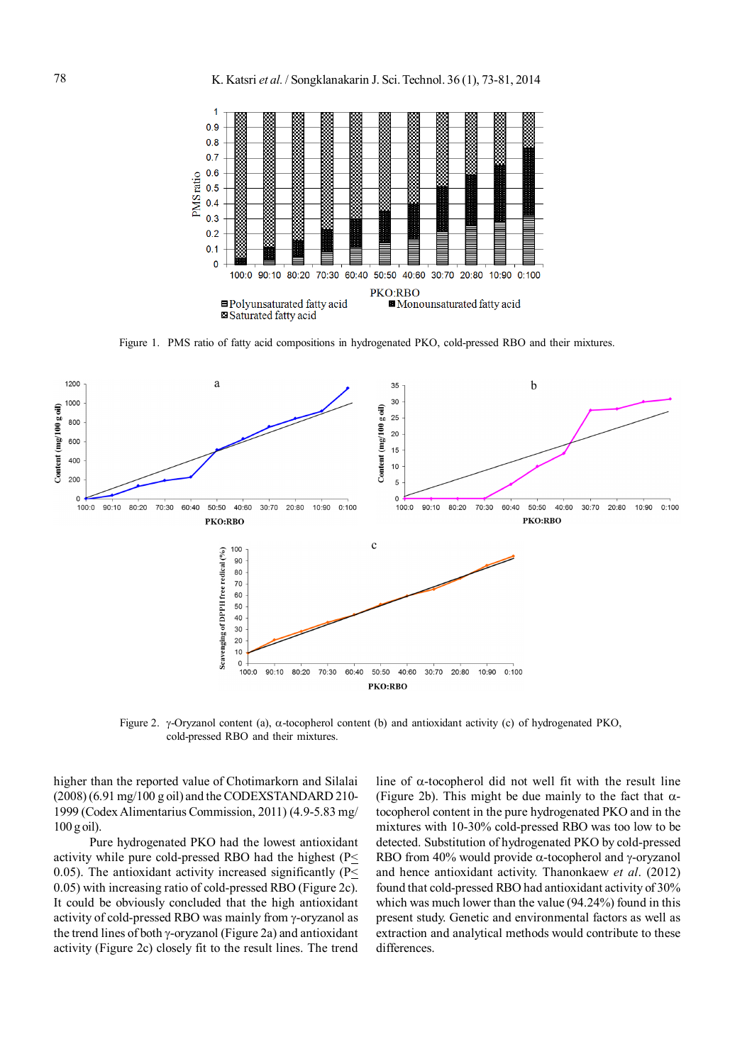Figure 1. PMS ratio of fatty acid compositions in hydrogenated PKO, cold-pressed RBO and their mixtures.

Figure 2. γ-Oryzanol content (a), α-tocopherol content (b) and antioxidant activity (c) of hydrogenated PKO, cold-pressed RBO and their mixtures.

higher than the reported value of Chotimarkorn and Silalai (2008) (6.91 mg/100 g oil) and the CODEXSTANDARD 210-1999 (Codex Alimentarius Commission, 2011) (4.9-5.83 mg/100 g oil).

Pure hydrogenated PKO had the lowest antioxidant activity while pure cold-pressed RBO had the highest ($P \leq 0.05$). The antioxidant activity increased significantly ($P \leq 0.05$) with increasing ratio of cold-pressed RBO (Figure 2c). It could be obviously concluded that the high antioxidant activity of cold-pressed RBO was mainly from γ-oryzanol as the trend lines of both γ-oryzanol (Figure 2a) and antioxidant activity (Figure 2c) closely fit to the result lines. The trend line of α-tocopherol did not well fit with the result line (Figure 2b). This might be due mainly to the fact that α-tocopherol content in the pure hydrogenated PKO and in the mixtures with 10-30% cold-pressed RBO was too low to be detected. Substitution of hydrogenated PKO by cold-pressed RBO from 40% would provide α-tocopherol and γ-oryzanol and hence antioxidant activity. Thanonkaew *et al.* (2012) found that cold-pressed RBO had antioxidant activity of 30% which was much lower than the value (94.24%) found in this present study. Genetic and environmental factors as well as extraction and analytical methods would contribute to these differences.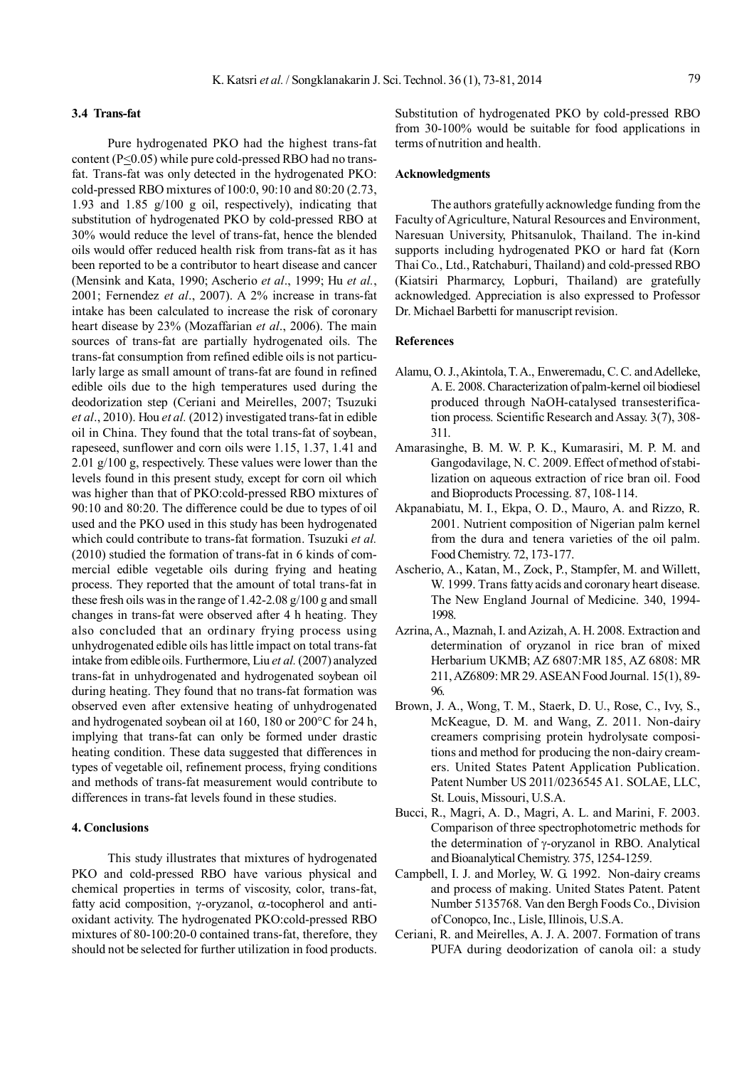### 3.4 Trans-fat

Pure hydrogenated PKO had the highest trans-fat content ($P \leq 0.05$) while pure cold-pressed RBO had no trans-fat. Trans-fat was only detected in the hydrogenated PKO: cold-pressed RBO mixtures of 100:0, 90:10 and 80:20 (2.73, 1.93 and 1.85 g/100 g oil, respectively), indicating that substitution of hydrogenated PKO by cold-pressed RBO at 30% would reduce the level of trans-fat, hence the blended oils would offer reduced health risk from trans-fat as it has been reported to be a contributor to heart disease and cancer (Mensink and Kata, 1990; Ascherio *et al*., 1999; Hu *et al.*, 2001; Fernendez *et al*., 2007). A 2% increase in trans-fat intake has been calculated to increase the risk of coronary heart disease by 23% (Mozaffarian *et al*., 2006). The main sources of trans-fat are partially hydrogenated oils. The trans-fat consumption from refined edible oils is not particularly large as small amount of trans-fat are found in refined edible oils due to the high temperatures used during the deodorization step (Ceriani and Meirelles, 2007; Tsuzuki *et al*., 2010). Hou *et al.* (2012) investigated trans-fat in edible oil in China. They found that the total trans-fat of soybean, rapeseed, sunflower and corn oils were 1.15, 1.37, 1.41 and 2.01 g/100 g, respectively. These values were lower than the levels found in this present study, except for corn oil which was higher than that of PKO:cold-pressed RBO mixtures of 90:10 and 80:20. The difference could be due to types of oil used and the PKO used in this study has been hydrogenated which could contribute to trans-fat formation. Tsuzuki *et al.* (2010) studied the formation of trans-fat in 6 kinds of commercial edible vegetable oils during frying and heating process. They reported that the amount of total trans-fat in these fresh oils was in the range of 1.42-2.08 g/100 g and small changes in trans-fat were observed after 4 h heating. They also concluded that an ordinary frying process using unhydrogenated edible oils has little impact on total trans-fat intake from edible oils. Furthermore, Liu *et al.* (2007) analyzed trans-fat in unhydrogenated and hydrogenated soybean oil during heating. They found that no trans-fat formation was observed even after extensive heating of unhydrogenated and hydrogenated soybean oil at 160, 180 or 200°C for 24 h, implying that trans-fat can only be formed under drastic heating condition. These data suggested that differences in types of vegetable oil, refinement process, frying conditions and methods of trans-fat measurement would contribute to differences in trans-fat levels found in these studies.

## 4. Conclusions

This study illustrates that mixtures of hydrogenated PKO and cold-pressed RBO have various physical and chemical properties in terms of viscosity, color, trans-fat, fatty acid composition, $\gamma$-oryzanol, $\alpha$-tocopherol and antioxidant activity. The hydrogenated PKO:cold-pressed RBO mixtures of 80-100:20-0 contained trans-fat, therefore, they should not be selected for further utilization in food products. Substitution of hydrogenated PKO by cold-pressed RBO from 30-100% would be suitable for food applications in terms of nutrition and health.

## Acknowledgments

The authors gratefully acknowledge funding from the Faculty of Agriculture, Natural Resources and Environment, Naresuan University, Phitsanulok, Thailand. The in-kind supports including hydrogenated PKO or hard fat (Korn Thai Co., Ltd., Ratchaburi, Thailand) and cold-pressed RBO (Kiatsiri Pharmarcy, Lopburi, Thailand) are gratefully acknowledged. Appreciation is also expressed to Professor Dr. Michael Barbetti for manuscript revision.

## References

Alamu, O. J., Akintola, T. A., Enweremadu, C. C. and Adelleke, A. E. 2008. Characterization of palm-kernel oil biodiesel produced through NaOH-catalysed transesterification process. Scientific Research and Assay. 3(7), 308-311.

Amarasinghe, B. M. W. P. K., Kumarasiri, M. P. M. and Gangodavilage, N. C. 2009. Effect of method of stabilization on aqueous extraction of rice bran oil. Food and Bioproducts Processing. 87, 108-114.

Akpanabiatu, M. I., Ekpa, O. D., Mauro, A. and Rizzo, R. 2001. Nutrient composition of Nigerian palm kernel from the dura and tenera varieties of the oil palm. Food Chemistry. 72, 173-177.

Ascherio, A., Katan, M., Zock, P., Stampfer, M. and Willett, W. 1999. Trans fatty acids and coronary heart disease. The New England Journal of Medicine. 340, 1994-1998.

Azrina, A., Maznah, I. and Azizah, A. H. 2008. Extraction and determination of oryzanol in rice bran of mixed Herbarium UKMB; AZ 6807:MR 185, AZ 6808: MR 211, AZ6809: MR 29. ASEAN Food Journal. 15(1), 89-96.

Brown, J. A., Wong, T. M., Staerk, D. U., Rose, C., Ivy, S., McKeague, D. M. and Wang, Z. 2011. Non-dairy creamers comprising protein hydrolysate compositions and method for producing the non-dairy creamers. United States Patent Application Publication. Patent Number US 2011/0236545 A1. SOLAE, LLC, St. Louis, Missouri, U.S.A.

Bucci, R., Magri, A. D., Magri, A. L. and Marini, F. 2003. Comparison of three spectrophotometric methods for the determination of $\gamma$-oryzanol in RBO. Analytical and Bioanalytical Chemistry. 375, 1254-1259.

Campbell, I. J. and Morley, W. G. 1992. Non-dairy creams and process of making. United States Patent. Patent Number 5135768. Van den Bergh Foods Co., Division of Conopco, Inc., Lisle, Illinois, U.S.A.

Ceriani, R. and Meirelles, A. J. A. 2007. Formation of trans PUFA during deodorization of canola oil: a study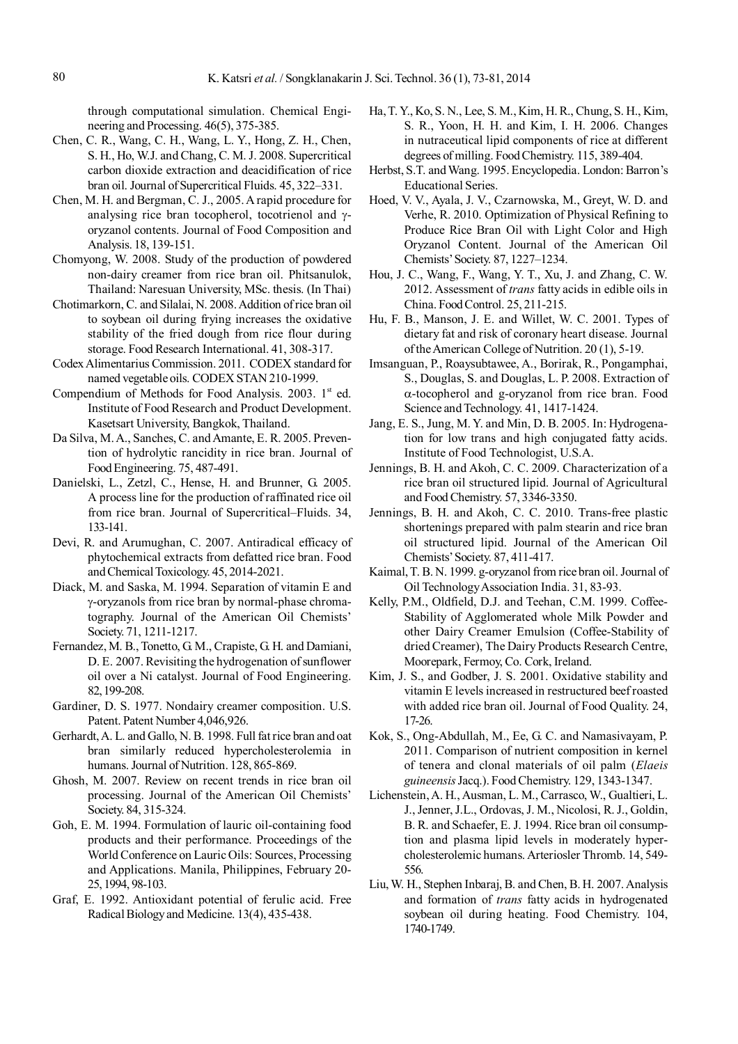through computational simulation. Chemical Engineering and Processing. 46(5), 375-385.

Chen, C. R., Wang, C. H., Wang, L. Y., Hong, Z. H., Chen, S. H., Ho, W.J. and Chang, C. M. J. 2008. Supercritical carbon dioxide extraction and deacidification of rice bran oil. Journal of Supercritical Fluids. 45, 322–331.

Chen, M. H. and Bergman, C. J., 2005. A rapid procedure for analysing rice bran tocopherol, tocotrienol and γ-oryzanol contents. Journal of Food Composition and Analysis. 18, 139-151.

Chomyong, W. 2008. Study of the production of powdered non-dairy creamer from rice bran oil. Phitsanulok, Thailand: Naresuan University, MSc. thesis. (In Thai)

Chotimarkorn, C. and Silalai, N. 2008. Addition of rice bran oil to soybean oil during frying increases the oxidative stability of the fried dough from rice flour during storage. Food Research International. 41, 308-317.

Codex Alimentarius Commission. 2011. CODEX standard for named vegetable oils. CODEX STAN 210-1999.

Compendium of Methods for Food Analysis. 2003. 1st ed. Institute of Food Research and Product Development. Kasetsart University, Bangkok, Thailand.

Da Silva, M. A., Sanches, C. and Amante, E. R. 2005. Prevention of hydrolytic rancidity in rice bran. Journal of Food Engineering. 75, 487-491.

Danielski, L., Zetzl, C., Hense, H. and Brunner, G. 2005. A process line for the production of raffinated rice oil from rice bran. Journal of Supercritical–Fluids. 34, 133-141.

Devi, R. and Arumughan, C. 2007. Antiradical efficacy of phytochemical extracts from defatted rice bran. Food and Chemical Toxicology. 45, 2014-2021.

Diack, M. and Saska, M. 1994. Separation of vitamin E and γ-oryzanols from rice bran by normal-phase chromatography. Journal of the American Oil Chemists' Society. 71, 1211-1217.

Fernandez, M. B., Tonetto, G. M., Crapiste, G. H. and Damiani, D. E. 2007. Revisiting the hydrogenation of sunflower oil over a Ni catalyst. Journal of Food Engineering. 82, 199-208.

Gardiner, D. S. 1977. Nondairy creamer composition. U.S. Patent. Patent Number 4,046,926.

Gerhardt, A. L. and Gallo, N. B. 1998. Full fat rice bran and oat bran similarly reduced hypercholesterolemia in humans. Journal of Nutrition. 128, 865-869.

Ghosh, M. 2007. Review on recent trends in rice bran oil processing. Journal of the American Oil Chemists' Society. 84, 315-324.

Goh, E. M. 1994. Formulation of lauric oil-containing food products and their performance. Proceedings of the World Conference on Lauric Oils: Sources, Processing and Applications. Manila, Philippines, February 20-25, 1994, 98-103.

Graf, E. 1992. Antioxidant potential of ferulic acid. Free Radical Biology and Medicine. 13(4), 435-438.

Ha, T. Y., Ko, S. N., Lee, S. M., Kim, H. R., Chung, S. H., Kim, S. R., Yoon, H. H. and Kim, I. H. 2006. Changes in nutraceutical lipid components of rice at different degrees of milling. Food Chemistry. 115, 389-404.

Herbst, S.T. and Wang. 1995. Encyclopedia. London: Barron's Educational Series.

Hoed, V. V., Ayala, J. V., Czarnowska, M., Greyt, W. D. and Verhe, R. 2010. Optimization of Physical Refining to Produce Rice Bran Oil with Light Color and High Oryzanol Content. Journal of the American Oil Chemists' Society. 87, 1227–1234.

Hou, J. C., Wang, F., Wang, Y. T., Xu, J. and Zhang, C. W. 2012. Assessment of *trans* fatty acids in edible oils in China. Food Control. 25, 211-215.

Hu, F. B., Manson, J. E. and Willet, W. C. 2001. Types of dietary fat and risk of coronary heart disease. Journal of the American College of Nutrition. 20 (1), 5-19.

Imsanguan, P., Roaysubtawee, A., Borirak, R., Pongamphai, S., Douglas, S. and Douglas, L. P. 2008. Extraction of α-tocopherol and g-oryzanol from rice bran. Food Science and Technology. 41, 1417-1424.

Jang, E. S., Jung, M. Y. and Min, D. B. 2005. In: Hydrogenation for low trans and high conjugated fatty acids. Institute of Food Technologist, U.S.A.

Jennings, B. H. and Akoh, C. C. 2009. Characterization of a rice bran oil structured lipid. Journal of Agricultural and Food Chemistry. 57, 3346-3350.

Jennings, B. H. and Akoh, C. C. 2010. Trans-free plastic shortenings prepared with palm stearin and rice bran oil structured lipid. Journal of the American Oil Chemists' Society. 87, 411-417.

Kaimal, T. B. N. 1999. g-oryzanol from rice bran oil. Journal of Oil Technology Association India. 31, 83-93.

Kelly, P.M., Oldfield, D.J. and Teehan, C.M. 1999. Coffee-Stability of Agglomerated whole Milk Powder and other Dairy Creamer Emulsion (Coffee-Stability of dried Creamer), The Dairy Products Research Centre, Moorepark, Fermoy, Co. Cork, Ireland.

Kim, J. S., and Godber, J. S. 2001. Oxidative stability and vitamin E levels increased in restructured beef roasted with added rice bran oil. Journal of Food Quality. 24, 17-26.

Kok, S., Ong-Abdullah, M., Ee, G. C. and Namasivayam, P. 2011. Comparison of nutrient composition in kernel of tenera and clonal materials of oil palm (*Elaeis guineensis* Jacq.). Food Chemistry. 129, 1343-1347.

Lichenstein, A. H., Ausman, L. M., Carrasco, W., Gualtieri, L. J., Jenner, J.L., Ordovas, J. M., Nicolosi, R. J., Goldin, B. R. and Schaefer, E. J. 1994. Rice bran oil consumption and plasma lipid levels in moderately hypercholesterolemic humans. Arteriosler Thromb. 14, 549-556.

Liu, W. H., Stephen Inbaraj, B. and Chen, B. H. 2007. Analysis and formation of *trans* fatty acids in hydrogenated soybean oil during heating. Food Chemistry. 104, 1740-1749.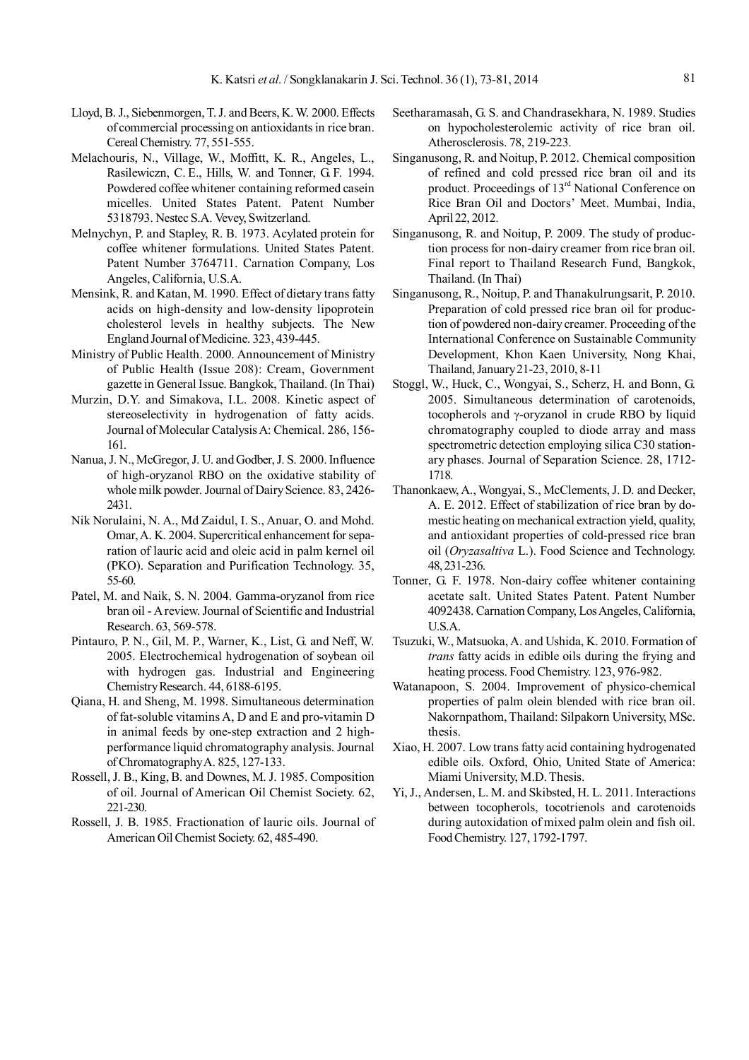Lloyd, B. J., Siebenmorgen, T. J. and Beers, K. W. 2000. Effects of commercial processing on antioxidants in rice bran. Cereal Chemistry. 77, 551-555.

Melachouris, N., Village, W., Moffitt, K. R., Angeles, L., Rasilewiczn, C. E., Hills, W. and Tonner, G. F. 1994. Powdered coffee whitener containing reformed casein micelles. United States Patent. Patent Number 5318793. Nestec S.A. Vevey, Switzerland.

Melnychyn, P. and Stapley, R. B. 1973. Acylated protein for coffee whitener formulations. United States Patent. Patent Number 3764711. Carnation Company, Los Angeles, California, U.S.A.

Mensink, R. and Katan, M. 1990. Effect of dietary trans fatty acids on high-density and low-density lipoprotein cholesterol levels in healthy subjects. The New England Journal of Medicine. 323, 439-445.

Ministry of Public Health. 2000. Announcement of Ministry of Public Health (Issue 208): Cream, Government gazette in General Issue. Bangkok, Thailand. (In Thai)

Murzin, D.Y. and Simakova, I.L. 2008. Kinetic aspect of stereoselectivity in hydrogenation of fatty acids. Journal of Molecular Catalysis A: Chemical. 286, 156-161.

Nanua, J. N., McGregor, J. U. and Godber, J. S. 2000. Influence of high-oryzanol RBO on the oxidative stability of whole milk powder. Journal of Dairy Science. 83, 2426-2431.

Nik Norulaini, N. A., Md Zaidul, I. S., Anuar, O. and Mohd. Omar, A. K. 2004. Supercritical enhancement for separation of lauric acid and oleic acid in palm kernel oil (PKO). Separation and Purification Technology. 35, 55-60.

Patel, M. and Naik, S. N. 2004. Gamma-oryzanol from rice bran oil - A review. Journal of Scientific and Industrial Research. 63, 569-578.

Pintauro, P. N., Gil, M. P., Warner, K., List, G. and Neff, W. 2005. Electrochemical hydrogenation of soybean oil with hydrogen gas. Industrial and Engineering Chemistry Research. 44, 6188-6195.

Qiana, H. and Sheng, M. 1998. Simultaneous determination of fat-soluble vitamins A, D and E and pro-vitamin D in animal feeds by one-step extraction and 2 high-performance liquid chromatography analysis. Journal of Chromatography A. 825, 127-133.

Rossell, J. B., King, B. and Downes, M. J. 1985. Composition of oil. Journal of American Oil Chemist Society. 62, 221-230.

Rossell, J. B. 1985. Fractionation of lauric oils. Journal of American Oil Chemist Society. 62, 485-490.

Seetharamasah, G. S. and Chandrasekhara, N. 1989. Studies on hypocholesterolemic activity of rice bran oil. Atherosclerosis. 78, 219-223.

Singanusong, R. and Noitup, P. 2012. Chemical composition of refined and cold pressed rice bran oil and its product. Proceedings of 13[rd] National Conference on Rice Bran Oil and Doctors' Meet. Mumbai, India, April 22, 2012.

Singanusong, R. and Noitup, P. 2009. The study of production process for non-dairy creamer from rice bran oil. Final report to Thailand Research Fund, Bangkok, Thailand. (In Thai)

Singanusong, R., Noitup, P. and Thanakulrungsarit, P. 2010. Preparation of cold pressed rice bran oil for production of powdered non-dairy creamer. Proceeding of the International Conference on Sustainable Community Development, Khon Kaen University, Nong Khai, Thailand, January 21-23, 2010, 8-11

Stoggl, W., Huck, C., Wongyai, S., Scherz, H. and Bonn, G. 2005. Simultaneous determination of carotenoids, tocopherols and γ-oryzanol in crude RBO by liquid chromatography coupled to diode array and mass spectrometric detection employing silica C30 stationary phases. Journal of Separation Science. 28, 1712-1718.

Thanonkaew, A., Wongyai, S., McClements, J. D. and Decker, A. E. 2012. Effect of stabilization of rice bran by domestic heating on mechanical extraction yield, quality, and antioxidant properties of cold-pressed rice bran oil (*Oryzasaltiva* L.). Food Science and Technology. 48, 231-236.

Tonner, G. F. 1978. Non-dairy coffee whitener containing acetate salt. United States Patent. Patent Number 4092438. Carnation Company, Los Angeles, California, U.S.A.

Tsuzuki, W., Matsuoka, A. and Ushida, K. 2010. Formation of *trans* fatty acids in edible oils during the frying and heating process. Food Chemistry. 123, 976-982.

Watanapoon, S. 2004. Improvement of physico-chemical properties of palm olein blended with rice bran oil. Nakornpathom, Thailand: Silpakorn University, MSc. thesis.

Xiao, H. 2007. Low trans fatty acid containing hydrogenated edible oils. Oxford, Ohio, United State of America: Miami University, M.D. Thesis.

Yi, J., Andersen, L. M. and Skibsted, H. L. 2011. Interactions between tocopherols, tocotrienols and carotenoids during autoxidation of mixed palm olein and fish oil. Food Chemistry. 127, 1792-1797.